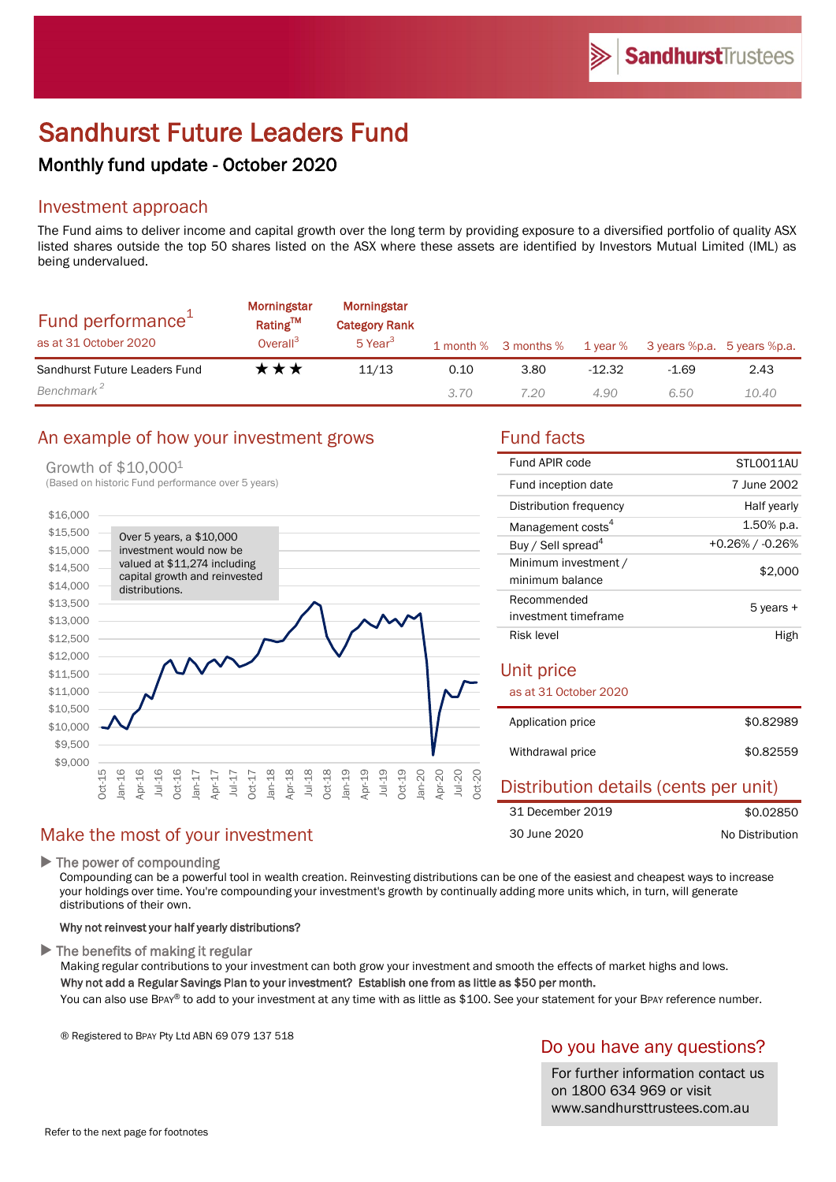SandhurstTrustees

# Sandhurst Future Leaders Fund

## Monthly fund update - October 2020

## Investment approach

The Fund aims to deliver income and capital growth over the long term by providing exposure to a diversified portfolio of quality ASX listed shares outside the top 50 shares listed on the ASX where these assets are identified by Investors Mutual Limited (IML) as being undervalued.

| Fund performance[1] as at 31 October 2020 | Morningstar Rating™ Overall[3] | Morningstar Category Rank 5 Year[3] | 1 month % | 3 months % | 1 year % | 3 years %p.a. | 5 years %p.a. |
|---|---|---|---|---|---|---|---|
| Sandhurst Future Leaders Fund | ★★★ | 11/13 | 0.10 | 3.80 | -12.32 | -1.69 | 2.43 |
| *Benchmark[2]* | | | *3.70* | *7.20* | *4.90* | *6.50* | *10.40* |

## An example of how your investment grows

Growth of $10,000[1]
(Based on historic Fund performance over 5 years)

Over 5 years, a $10,000 investment would now be valued at $11,274 including capital growth and reinvested distributions.

## Fund facts

| | |
|---|---|
| Fund APIR code | STL0011AU |
| Fund inception date | 7 June 2002 |
| Distribution frequency | Half yearly |
| Management costs[4] | 1.50% p.a. |
| Buy / Sell spread[4] | +0.26% / -0.26% |
| Minimum investment / minimum balance | $2,000 |
| Recommended investment timeframe | 5 years + |
| Risk level | High |

## Unit price

as at 31 October 2020

| | |
|---|---|
| Application price | $0.82989 |
| Withdrawal price | $0.82559 |

## Distribution details (cents per unit)

| | |
|---|---|
| 31 December 2019 | $0.02850 |
| 30 June 2020 | No Distribution |

## Make the most of your investment

▶ **The power of compounding**

Compounding can be a powerful tool in wealth creation. Reinvesting distributions can be one of the easiest and cheapest ways to increase your holdings over time. You're compounding your investment's growth by continually adding more units which, in turn, will generate distributions of their own.

**Why not reinvest your half yearly distributions?**

▶ **The benefits of making it regular**

Making regular contributions to your investment can both grow your investment and smooth the effects of market highs and lows.

**Why not add a Regular Savings Plan to your investment? Establish one from as little as $50 per month.**

You can also use BPAY® to add to your investment at any time with as little as $100. See your statement for your BPAY reference number.

® Registered to BPAY Pty Ltd ABN 69 079 137 518

## Do you have any questions?

For further information contact us on 1800 634 969 or visit www.sandhursttrustees.com.au

Refer to the next page for footnotes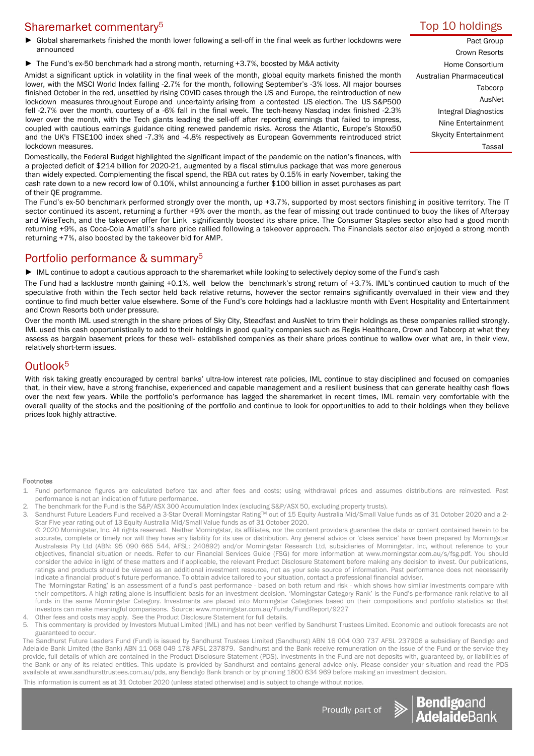## Sharemarket commentary[5]

► Global sharemarkets finished the month lower following a sell-off in the final week as further lockdowns were announced

► The Fund's ex-50 benchmark had a strong month, returning +3.7%, boosted by M&A activity

Amidst a significant uptick in volatility in the final week of the month, global equity markets finished the month lower, with the MSCI World Index falling -2.7% for the month, following September's -3% loss. All major bourses finished October in the red, unsettled by rising COVID cases through the US and Europe, the reintroduction of new lockdown measures throughout Europe and uncertainty arising from a contested US election. The US S&P500 fell -2.7% over the month, courtesy of a -6% fall in the final week. The tech-heavy Nasdaq index finished -2.3% lower over the month, with the Tech giants leading the sell-off after reporting earnings that failed to impress, coupled with cautious earnings guidance citing renewed pandemic risks. Across the Atlantic, Europe's Stoxx50 and the UK's FTSE100 index shed -7.3% and -4.8% respectively as European Governments reintroduced strict lockdown measures.

Domestically, the Federal Budget highlighted the significant impact of the pandemic on the nation's finances, with a projected deficit of $214 billion for 2020-21, augmented by a fiscal stimulus package that was more generous than widely expected. Complementing the fiscal spend, the RBA cut rates by 0.15% in early November, taking the cash rate down to a new record low of 0.10%, whilst announcing a further $100 billion in asset purchases as part of their QE programme.

The Fund's ex-50 benchmark performed strongly over the month, up +3.7%, supported by most sectors finishing in positive territory. The IT sector continued its ascent, returning a further +9% over the month, as the fear of missing out trade continued to buoy the likes of Afterpay and WiseTech, and the takeover offer for Link significantly boosted its share price. The Consumer Staples sector also had a good month returning +9%, as Coca-Cola Amatil's share price rallied following a takeover approach. The Financials sector also enjoyed a strong month returning +7%, also boosted by the takeover bid for AMP.

## Top 10 holdings

Pact Group
Crown Resorts
Home Consortium
Australian Pharmaceutical
Tabcorp
AusNet
Integral Diagnostics
Nine Entertainment
Skycity Entertainment
Tassal

## Portfolio performance & summary[5]

► IML continue to adopt a cautious approach to the sharemarket while looking to selectively deploy some of the Fund's cash

The Fund had a lacklustre month gaining +0.1%, well below the benchmark's strong return of +3.7%. IML's continued caution to much of the speculative froth within the Tech sector held back relative returns, however the sector remains significantly overvalued in their view and they continue to find much better value elsewhere. Some of the Fund's core holdings had a lacklustre month with Event Hospitality and Entertainment and Crown Resorts both under pressure.

Over the month IML used strength in the share prices of Sky City, Steadfast and AusNet to trim their holdings as these companies rallied strongly. IML used this cash opportunistically to add to their holdings in good quality companies such as Regis Healthcare, Crown and Tabcorp at what they assess as bargain basement prices for these well- established companies as their share prices continue to wallow over what are, in their view, relatively short-term issues.

## Outlook[5]

With risk taking greatly encouraged by central banks' ultra-low interest rate policies, IML continue to stay disciplined and focused on companies that, in their view, have a strong franchise, experienced and capable management and a resilient business that can generate healthy cash flows over the next few years. While the portfolio's performance has lagged the sharemarket in recent times, IML remain very comfortable with the overall quality of the stocks and the positioning of the portfolio and continue to look for opportunities to add to their holdings when they believe prices look highly attractive.

#### Footnotes

1. Fund performance figures are calculated before tax and after fees and costs; using withdrawal prices and assumes distributions are reinvested. Past performance is not an indication of future performance.
2. The benchmark for the Fund is the S&P/ASX 300 Accumulation Index (excluding S&P/ASX 50, excluding property trusts).
3. Sandhurst Future Leaders Fund received a 3-Star Overall Morningstar Rating™ out of 15 Equity Australia Mid/Small Value funds as of 31 October 2020 and a 2-Star Five year rating out of 13 Equity Australia Mid/Small Value funds as of 31 October 2020.
   © 2020 Morningstar, Inc. All rights reserved. Neither Morningstar, its affiliates, nor the content providers guarantee the data or content contained herein to be accurate, complete or timely nor will they have any liability for its use or distribution. Any general advice or 'class service' have been prepared by Morningstar Australasia Pty Ltd (ABN: 95 090 665 544, AFSL: 240892) and/or Morningstar Research Ltd, subsidiaries of Morningstar, Inc, without reference to your objectives, financial situation or needs. Refer to our Financial Services Guide (FSG) for more information at www.morningstar.com.au/s/fsg.pdf. You should consider the advice in light of these matters and if applicable, the relevant Product Disclosure Statement before making any decision to invest. Our publications, ratings and products should be viewed as an additional investment resource, not as your sole source of information. Past performance does not necessarily indicate a financial product's future performance. To obtain advice tailored to your situation, contact a professional financial adviser.
   The 'Morningstar Rating' is an assessment of a fund's past performance - based on both return and risk - which shows how similar investments compare with their competitors. A high rating alone is insufficient basis for an investment decision. 'Morningstar Category Rank' is the Fund's performance rank relative to all funds in the same Morningstar Category. Investments are placed into Morningstar Categories based on their compositions and portfolio statistics so that investors can make meaningful comparisons. Source: www.morningstar.com.au/Funds/FundReport/9227
4. Other fees and costs may apply. See the Product Disclosure Statement for full details.
5. This commentary is provided by Investors Mutual Limited (IML) and has not been verified by Sandhurst Trustees Limited. Economic and outlook forecasts are not guaranteed to occur.

The Sandhurst Future Leaders Fund (Fund) is issued by Sandhurst Trustees Limited (Sandhurst) ABN 16 004 030 737 AFSL 237906 a subsidiary of Bendigo and Adelaide Bank Limited (the Bank) ABN 11 068 049 178 AFSL 237879. Sandhurst and the Bank receive remuneration on the issue of the Fund or the service they provide, full details of which are contained in the Product Disclosure Statement (PDS). Investments in the Fund are not deposits with, guaranteed by, or liabilities of the Bank or any of its related entities. This update is provided by Sandhurst and contains general advice only. Please consider your situation and read the PDS available at www.sandhursttrustees.com.au/pds, any Bendigo Bank branch or by phoning 1800 634 969 before making an investment decision.

This information is current as at 31 October 2020 (unless stated otherwise) and is subject to change without notice.

Proudly part of Bendigo and Adelaide Bank